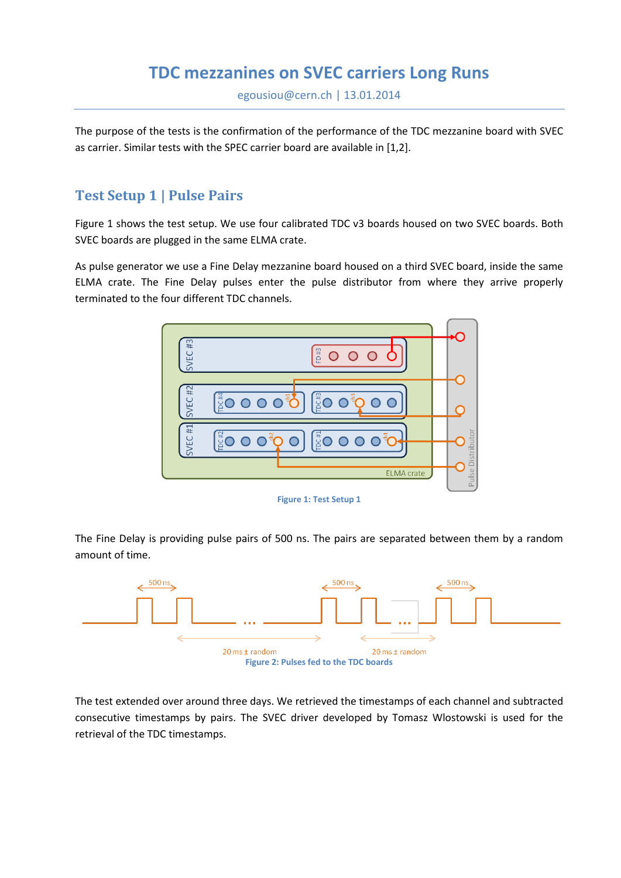# TDC mezzanines on SVEC carriers Long Runs

egousiou@cern.ch | 13.01.2014

The purpose of the tests is the confirmation of the performance of the TDC mezzanine board with SVEC as carrier. Similar tests with the SPEC carrier board are available in [1,2].

## Test Setup 1 | Pulse Pairs

Figure 1 shows the test setup. We use four calibrated TDC v3 boards housed on two SVEC boards. Both SVEC boards are plugged in the same ELMA crate.

As pulse generator we use a Fine Delay mezzanine board housed on a third SVEC board, inside the same ELMA crate. The Fine Delay pulses enter the pulse distributor from where they arrive properly terminated to the four different TDC channels.

**Figure 1: Test Setup 1**

The Fine Delay is providing pulse pairs of 500 ns. The pairs are separated between them by a random amount of time.

**Figure 2: Pulses fed to the TDC boards**

The test extended over around three days. We retrieved the timestamps of each channel and subtracted consecutive timestamps by pairs. The SVEC driver developed by Tomasz Wlostowski is used for the retrieval of the TDC timestamps.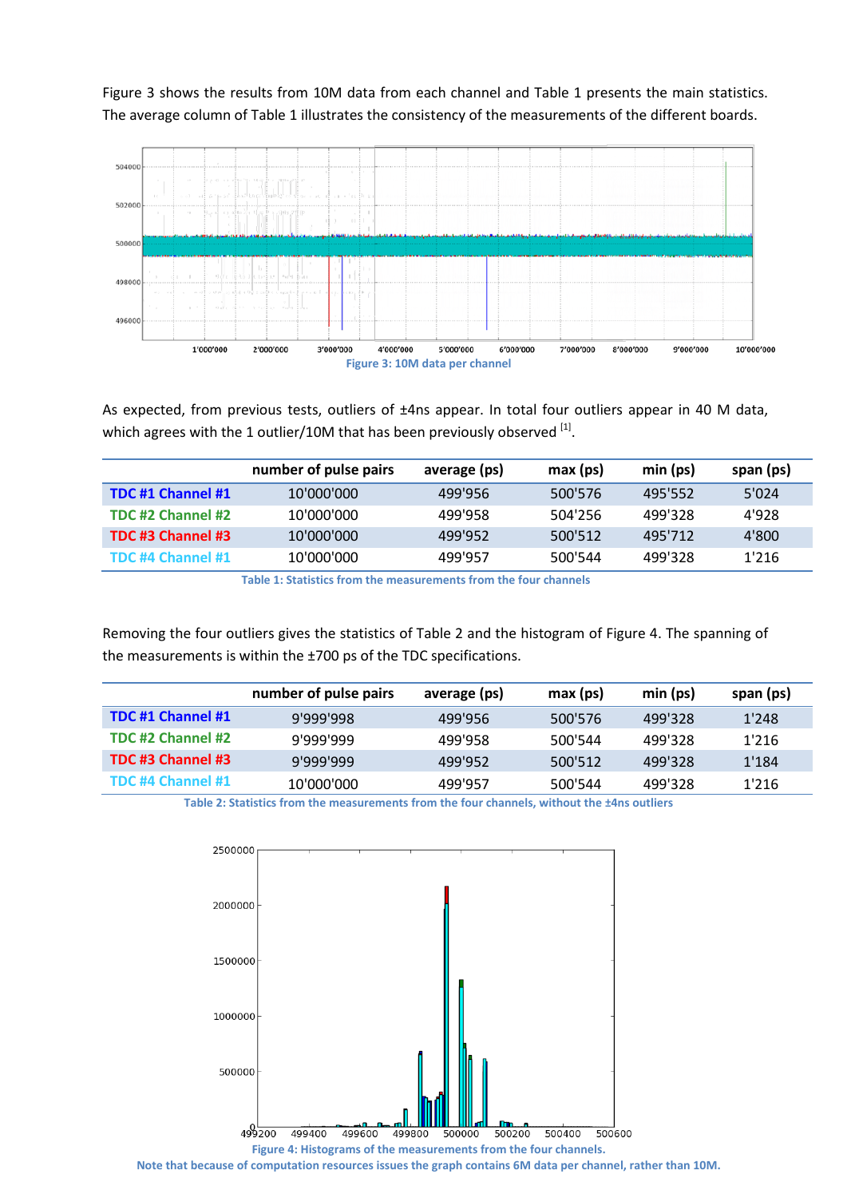Figure 3 shows the results from 10M data from each channel and Table 1 presents the main statistics. The average column of Table 1 illustrates the consistency of the measurements of the different boards.

Figure 3: 10M data per channel

As expected, from previous tests, outliers of ±4ns appear. In total four outliers appear in 40 M data, which agrees with the 1 outlier/10M that has been previously observed [1].

| | number of pulse pairs | average (ps) | max (ps) | min (ps) | span (ps) |
|---|---|---|---|---|---|
| TDC #1 Channel #1 | 10'000'000 | 499'956 | 500'576 | 495'552 | 5'024 |
| TDC #2 Channel #2 | 10'000'000 | 499'958 | 504'256 | 499'328 | 4'928 |
| TDC #3 Channel #3 | 10'000'000 | 499'952 | 500'512 | 495'712 | 4'800 |
| TDC #4 Channel #1 | 10'000'000 | 499'957 | 500'544 | 499'328 | 1'216 |

Table 1: Statistics from the measurements from the four channels

Removing the four outliers gives the statistics of Table 2 and the histogram of Figure 4. The spanning of the measurements is within the ±700 ps of the TDC specifications.

| | number of pulse pairs | average (ps) | max (ps) | min (ps) | span (ps) |
|---|---|---|---|---|---|
| TDC #1 Channel #1 | 9'999'998 | 499'956 | 500'576 | 499'328 | 1'248 |
| TDC #2 Channel #2 | 9'999'999 | 499'958 | 500'544 | 499'328 | 1'216 |
| TDC #3 Channel #3 | 9'999'999 | 499'952 | 500'512 | 499'328 | 1'184 |
| TDC #4 Channel #1 | 10'000'000 | 499'957 | 500'544 | 499'328 | 1'216 |

Table 2: Statistics from the measurements from the four channels, without the ±4ns outliers

Figure 4: Histograms of the measurements from the four channels.
Note that because of computation resources issues the graph contains 6M data per channel, rather than 10M.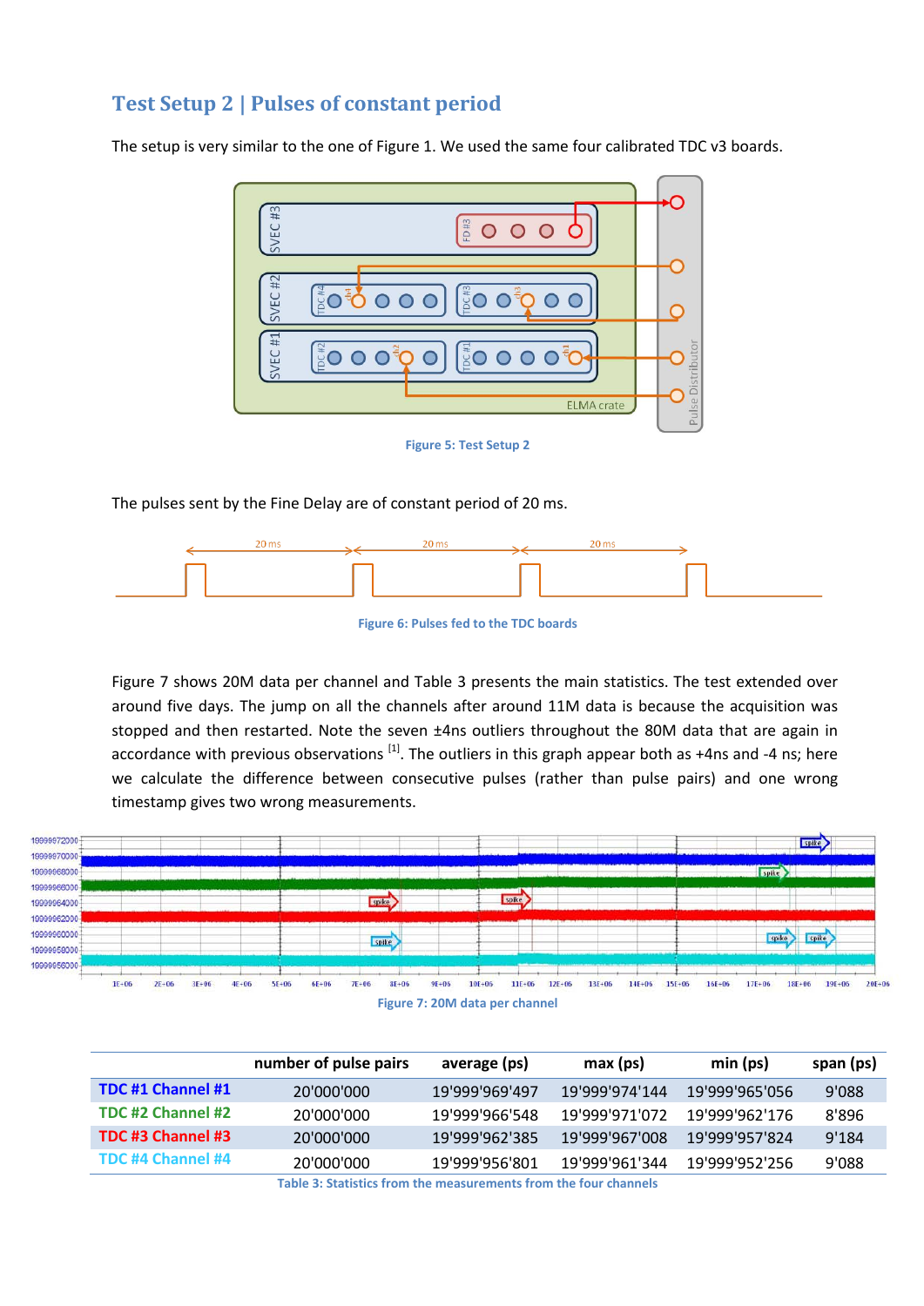## Test Setup 2 | Pulses of constant period

The setup is very similar to the one of Figure 1. We used the same four calibrated TDC v3 boards.

Figure 5: Test Setup 2

The pulses sent by the Fine Delay are of constant period of 20 ms.

Figure 6: Pulses fed to the TDC boards

Figure 7 shows 20M data per channel and Table 3 presents the main statistics. The test extended over around five days. The jump on all the channels after around 11M data is because the acquisition was stopped and then restarted. Note the seven ±4ns outliers throughout the 80M data that are again in accordance with previous observations [1]. The outliers in this graph appear both as +4ns and -4 ns; here we calculate the difference between consecutive pulses (rather than pulse pairs) and one wrong timestamp gives two wrong measurements.

Figure 7: 20M data per channel

| | number of pulse pairs | average (ps) | max (ps) | min (ps) | span (ps) |
|---|---|---|---|---|---|
| TDC #1 Channel #1 | 20'000'000 | 19'999'969'497 | 19'999'974'144 | 19'999'965'056 | 9'088 |
| TDC #2 Channel #2 | 20'000'000 | 19'999'966'548 | 19'999'971'072 | 19'999'962'176 | 8'896 |
| TDC #3 Channel #3 | 20'000'000 | 19'999'962'385 | 19'999'967'008 | 19'999'957'824 | 9'184 |
| TDC #4 Channel #4 | 20'000'000 | 19'999'956'801 | 19'999'961'344 | 19'999'952'256 | 9'088 |

Table 3: Statistics from the measurements from the four channels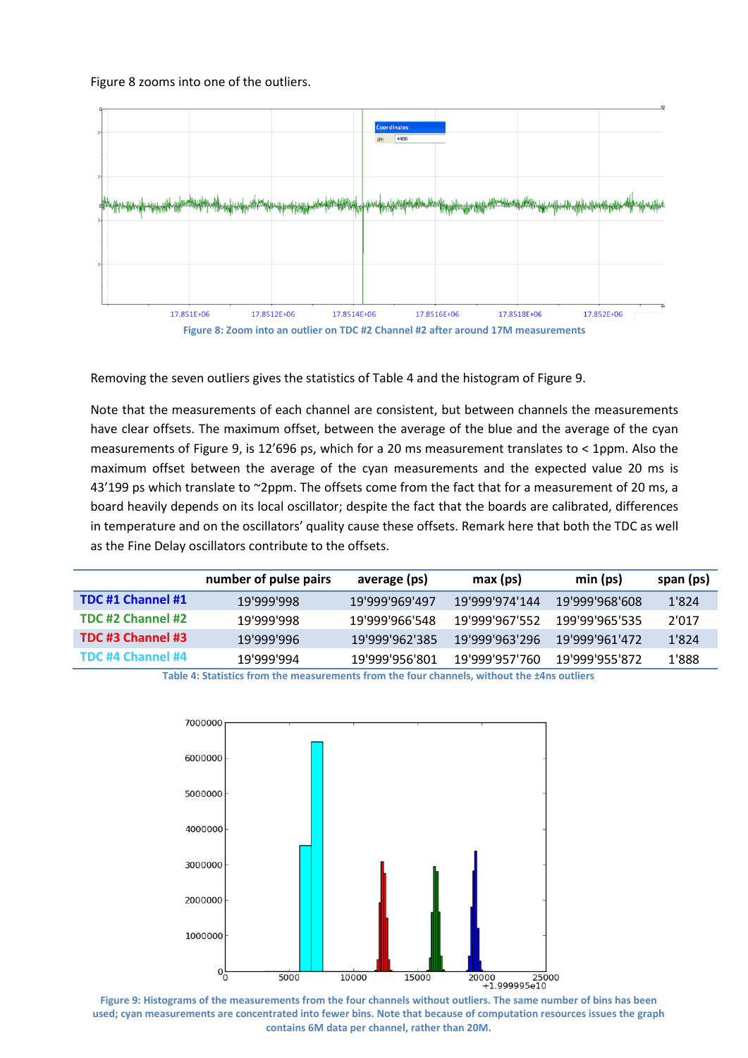Figure 8 zooms into one of the outliers.

Figure 8: Zoom into an outlier on TDC #2 Channel #2 after around 17M measurements

Removing the seven outliers gives the statistics of Table 4 and the histogram of Figure 9.

Note that the measurements of each channel are consistent, but between channels the measurements have clear offsets. The maximum offset, between the average of the blue and the average of the cyan measurements of Figure 9, is 12'696 ps, which for a 20 ms measurement translates to < 1ppm. Also the maximum offset between the average of the cyan measurements and the expected value 20 ms is 43'199 ps which translate to ~2ppm. The offsets come from the fact that for a measurement of 20 ms, a board heavily depends on its local oscillator; despite the fact that the boards are calibrated, differences in temperature and on the oscillators' quality cause these offsets. Remark here that both the TDC as well as the Fine Delay oscillators contribute to the offsets.

| | number of pulse pairs | average (ps) | max (ps) | min (ps) | span (ps) |
|---|---|---|---|---|---|
| TDC #1 Channel #1 | 19'999'998 | 19'999'969'497 | 19'999'974'144 | 19'999'968'608 | 1'824 |
| TDC #2 Channel #2 | 19'999'998 | 19'999'966'548 | 19'999'967'552 | 199'99'965'535 | 2'017 |
| TDC #3 Channel #3 | 19'999'996 | 19'999'962'385 | 19'999'963'296 | 19'999'961'472 | 1'824 |
| TDC #4 Channel #4 | 19'999'994 | 19'999'956'801 | 19'999'957'760 | 19'999'955'872 | 1'888 |

Table 4: Statistics from the measurements from the four channels, without the ±4ns outliers

Figure 9: Histograms of the measurements from the four channels without outliers. The same number of bins has been used; cyan measurements are concentrated into fewer bins. Note that because of computation resources issues the graph contains 6M data per channel, rather than 20M.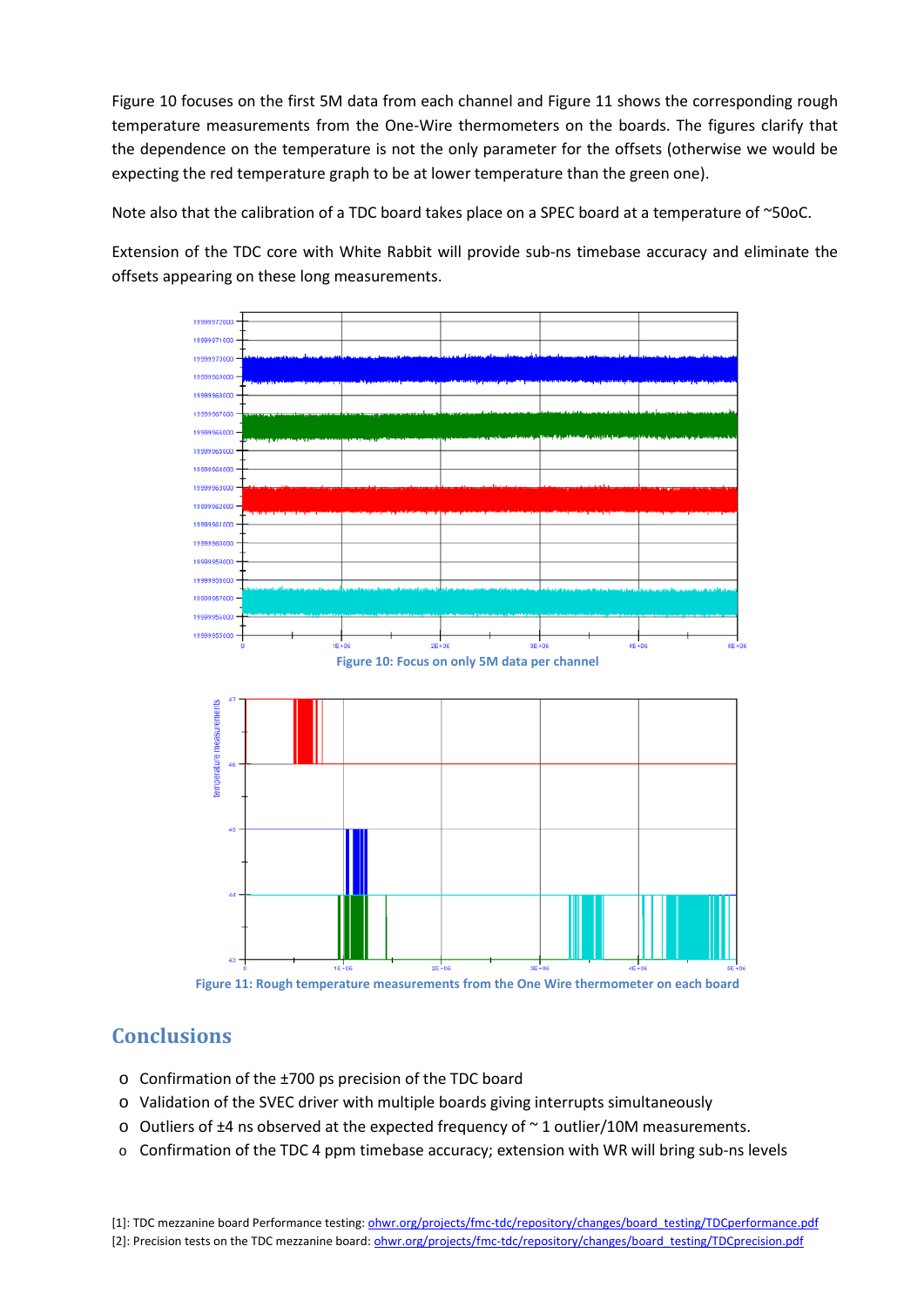Figure 10 focuses on the first 5M data from each channel and Figure 11 shows the corresponding rough temperature measurements from the One-Wire thermometers on the boards. The figures clarify that the dependence on the temperature is not the only parameter for the offsets (otherwise we would be expecting the red temperature graph to be at lower temperature than the green one).

Note also that the calibration of a TDC board takes place on a SPEC board at a temperature of ~50oC.

Extension of the TDC core with White Rabbit will provide sub-ns timebase accuracy and eliminate the offsets appearing on these long measurements.

19999972000
19999971000
19999970000
19999969000
19999968000
19999967000
19999966000
19999965000
19999964000
19999963000
19999962000
19999961000
19999960000
19999959000
19999958000
19999957000
19999956000
19999955000

0
1E+06
2E+06
3E+06
4E+06
5E+06

Figure 10: Focus on only 5M data per channel

temperature measurements

47
46
45
44
43

0
1E+06
2E+06
3E+06
4E+06
5E+06

Figure 11: Rough temperature measurements from the One Wire thermometer on each board

## Conclusions

- Confirmation of the ±700 ps precision of the TDC board
- Validation of the SVEC driver with multiple boards giving interrupts simultaneously
- Outliers of ±4 ns observed at the expected frequency of ~ 1 outlier/10M measurements.
- Confirmation of the TDC 4 ppm timebase accuracy; extension with WR will bring sub-ns levels

[1]: TDC mezzanine board Performance testing: ohwr.org/projects/fmc-tdc/repository/changes/board_testing/TDCperformance.pdf
[2]: Precision tests on the TDC mezzanine board: ohwr.org/projects/fmc-tdc/repository/changes/board_testing/TDCprecision.pdf